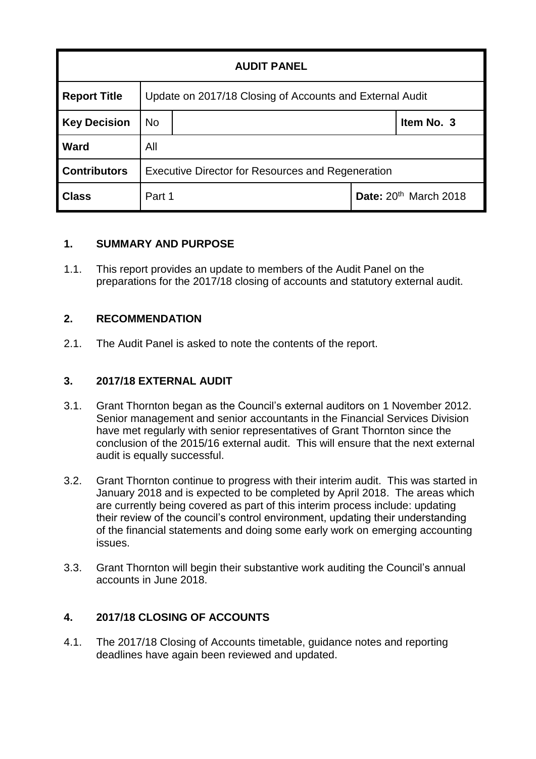| AUDIT PANEL | | | | |
|---|---|---|---|---|
| **Report Title** | Update on 2017/18 Closing of Accounts and External Audit | | | |
| **Key Decision** | No | | | **Item No. 3** |
| **Ward** | All | | | |
| **Contributors** | Executive Director for Resources and Regeneration | | | |
| **Class** | Part 1 | | **Date:** 20th March 2018 | |

## 1. SUMMARY AND PURPOSE

1.1. This report provides an update to members of the Audit Panel on the preparations for the 2017/18 closing of accounts and statutory external audit.

## 2. RECOMMENDATION

2.1. The Audit Panel is asked to note the contents of the report.

## 3. 2017/18 EXTERNAL AUDIT

3.1. Grant Thornton began as the Council's external auditors on 1 November 2012. Senior management and senior accountants in the Financial Services Division have met regularly with senior representatives of Grant Thornton since the conclusion of the 2015/16 external audit. This will ensure that the next external audit is equally successful.

3.2. Grant Thornton continue to progress with their interim audit. This was started in January 2018 and is expected to be completed by April 2018. The areas which are currently being covered as part of this interim process include: updating their review of the council's control environment, updating their understanding of the financial statements and doing some early work on emerging accounting issues.

3.3. Grant Thornton will begin their substantive work auditing the Council's annual accounts in June 2018.

## 4. 2017/18 CLOSING OF ACCOUNTS

4.1. The 2017/18 Closing of Accounts timetable, guidance notes and reporting deadlines have again been reviewed and updated.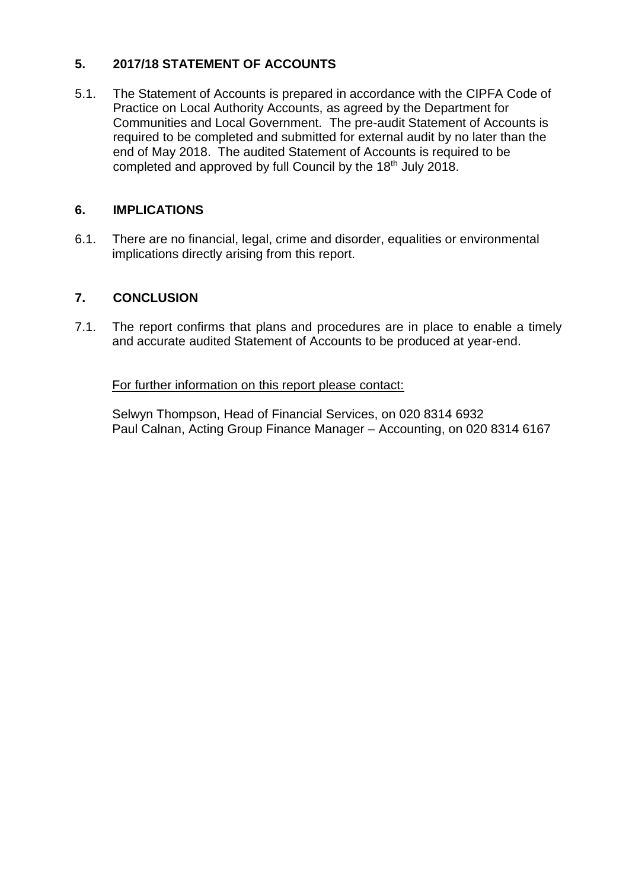## 5. 2017/18 STATEMENT OF ACCOUNTS

5.1. The Statement of Accounts is prepared in accordance with the CIPFA Code of Practice on Local Authority Accounts, as agreed by the Department for Communities and Local Government. The pre-audit Statement of Accounts is required to be completed and submitted for external audit by no later than the end of May 2018. The audited Statement of Accounts is required to be completed and approved by full Council by the 18th July 2018.

## 6. IMPLICATIONS

6.1. There are no financial, legal, crime and disorder, equalities or environmental implications directly arising from this report.

## 7. CONCLUSION

7.1. The report confirms that plans and procedures are in place to enable a timely and accurate audited Statement of Accounts to be produced at year-end.

For further information on this report please contact:

Selwyn Thompson, Head of Financial Services, on 020 8314 6932
Paul Calnan, Acting Group Finance Manager – Accounting, on 020 8314 6167